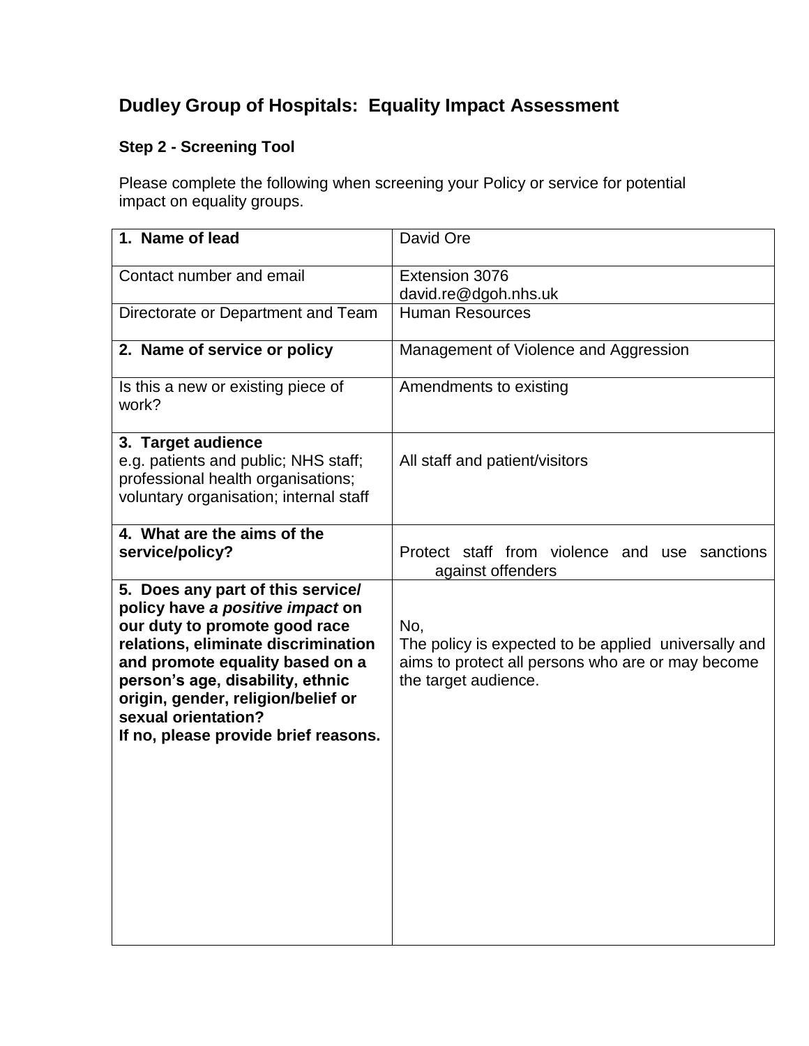# Dudley Group of Hospitals: Equality Impact Assessment

### Step 2 - Screening Tool

Please complete the following when screening your Policy or service for potential impact on equality groups.

| | |
|---|---|
| **1. Name of lead** | David Ore |
| Contact number and email | Extension 3076<br>david.re@dgoh.nhs.uk |
| Directorate or Department and Team | Human Resources |
| **2. Name of service or policy** | Management of Violence and Aggression |
| Is this a new or existing piece of work? | Amendments to existing |
| **3. Target audience**<br>e.g. patients and public; NHS staff; professional health organisations; voluntary organisation; internal staff | All staff and patient/visitors |
| **4. What are the aims of the service/policy?** | Protect staff from violence and use sanctions against offenders |
| **5. Does any part of this service/ policy have *a positive impact* on our duty to promote good race relations, eliminate discrimination and promote equality based on a person's age, disability, ethnic origin, gender, religion/belief or sexual orientation?**<br>**If no, please provide brief reasons.** | No,<br>The policy is expected to be applied universally and aims to protect all persons who are or may become the target audience. |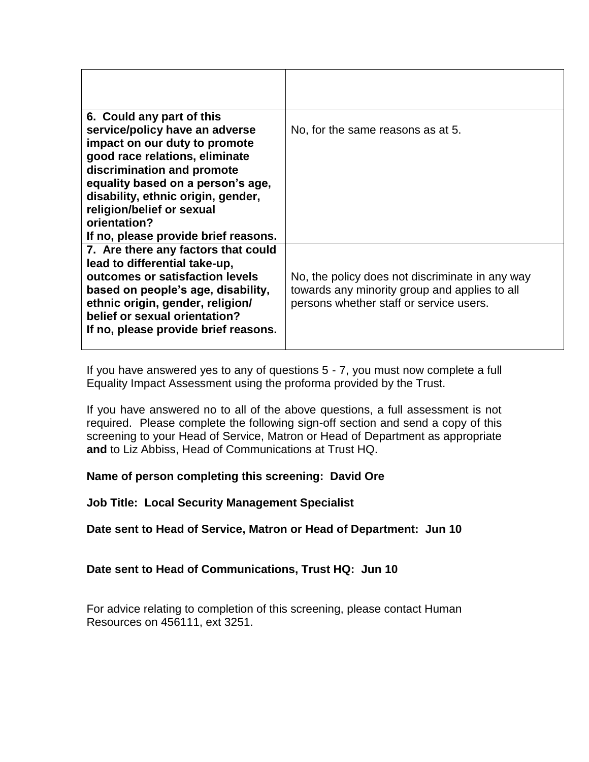| | |
|---|---|
| | |
| **6. Could any part of this service/policy have an adverse impact on our duty to promote good race relations, eliminate discrimination and promote equality based on a person's age, disability, ethnic origin, gender, religion/belief or sexual orientation? If no, please provide brief reasons.** | No, for the same reasons as at 5. |
| **7. Are there any factors that could lead to differential take-up, outcomes or satisfaction levels based on people's age, disability, ethnic origin, gender, religion/ belief or sexual orientation? If no, please provide brief reasons.** | No, the policy does not discriminate in any way towards any minority group and applies to all persons whether staff or service users. |

If you have answered yes to any of questions 5 - 7, you must now complete a full Equality Impact Assessment using the proforma provided by the Trust.

If you have answered no to all of the above questions, a full assessment is not required. Please complete the following sign-off section and send a copy of this screening to your Head of Service, Matron or Head of Department as appropriate **and** to Liz Abbiss, Head of Communications at Trust HQ.

**Name of person completing this screening: David Ore**

**Job Title: Local Security Management Specialist**

**Date sent to Head of Service, Matron or Head of Department: Jun 10**

**Date sent to Head of Communications, Trust HQ: Jun 10**

For advice relating to completion of this screening, please contact Human Resources on 456111, ext 3251.